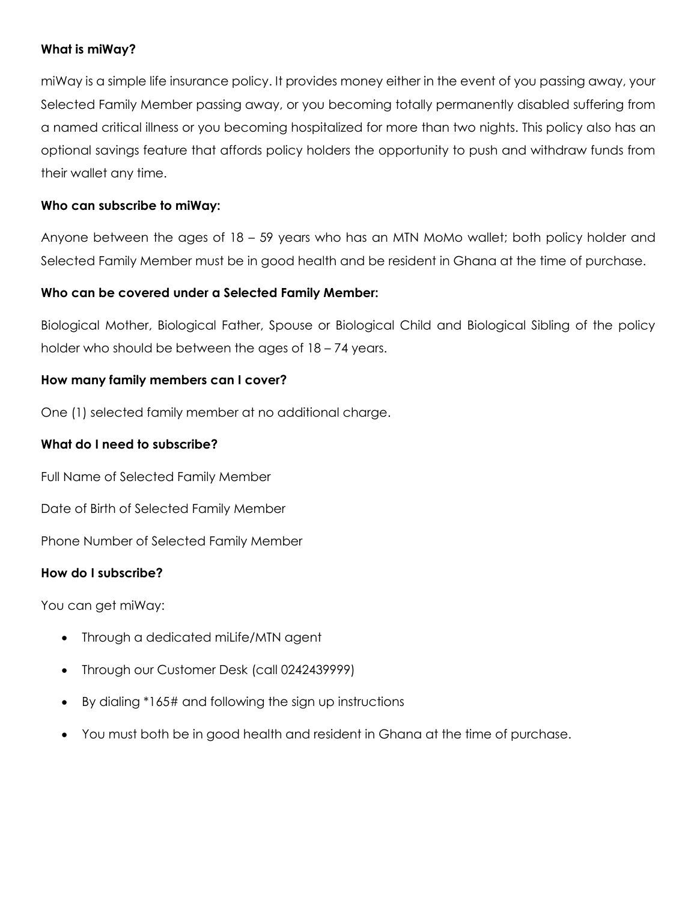**What is miWay?**

miWay is a simple life insurance policy. It provides money either in the event of you passing away, your Selected Family Member passing away, or you becoming totally permanently disabled suffering from a named critical illness or you becoming hospitalized for more than two nights. This policy also has an optional savings feature that affords policy holders the opportunity to push and withdraw funds from their wallet any time.

**Who can subscribe to miWay:**

Anyone between the ages of 18 – 59 years who has an MTN MoMo wallet; both policy holder and Selected Family Member must be in good health and be resident in Ghana at the time of purchase.

**Who can be covered under a Selected Family Member:**

Biological Mother, Biological Father, Spouse or Biological Child and Biological Sibling of the policy holder who should be between the ages of 18 – 74 years.

**How many family members can I cover?**

One (1) selected family member at no additional charge.

**What do I need to subscribe?**

Full Name of Selected Family Member

Date of Birth of Selected Family Member

Phone Number of Selected Family Member

**How do I subscribe?**

You can get miWay:

- Through a dedicated miLife/MTN agent
- Through our Customer Desk (call 0242439999)
- By dialing *165# and following the sign up instructions
- You must both be in good health and resident in Ghana at the time of purchase.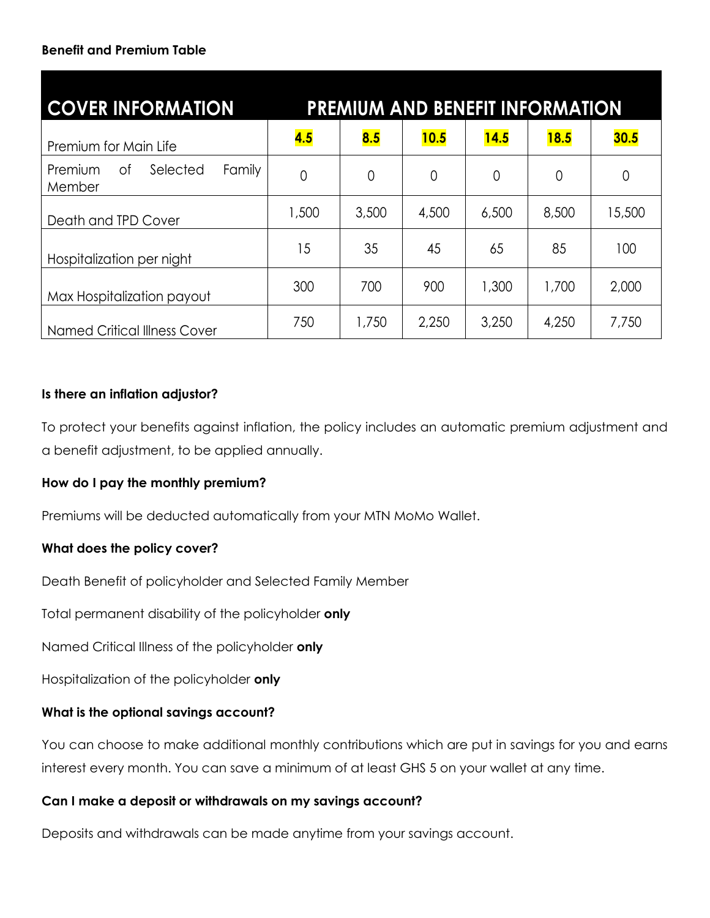**Benefit and Premium Table**

| COVER INFORMATION | PREMIUM AND BENEFIT INFORMATION | | | | | |
|---|---|---|---|---|---|---|
| Premium for Main Life | **4.5** | **8.5** | **10.5** | **14.5** | **18.5** | **30.5** |
| Premium of Selected Family Member | 0 | 0 | 0 | 0 | 0 | 0 |
| Death and TPD Cover | 1,500 | 3,500 | 4,500 | 6,500 | 8,500 | 15,500 |
| Hospitalization per night | 15 | 35 | 45 | 65 | 85 | 100 |
| Max Hospitalization payout | 300 | 700 | 900 | 1,300 | 1,700 | 2,000 |
| Named Critical Illness Cover | 750 | 1,750 | 2,250 | 3,250 | 4,250 | 7,750 |

**Is there an inflation adjustor?**

To protect your benefits against inflation, the policy includes an automatic premium adjustment and a benefit adjustment, to be applied annually.

**How do I pay the monthly premium?**

Premiums will be deducted automatically from your MTN MoMo Wallet.

**What does the policy cover?**

Death Benefit of policyholder and Selected Family Member

Total permanent disability of the policyholder **only**

Named Critical Illness of the policyholder **only**

Hospitalization of the policyholder **only**

**What is the optional savings account?**

You can choose to make additional monthly contributions which are put in savings for you and earns interest every month. You can save a minimum of at least GHS 5 on your wallet at any time.

**Can I make a deposit or withdrawals on my savings account?**

Deposits and withdrawals can be made anytime from your savings account.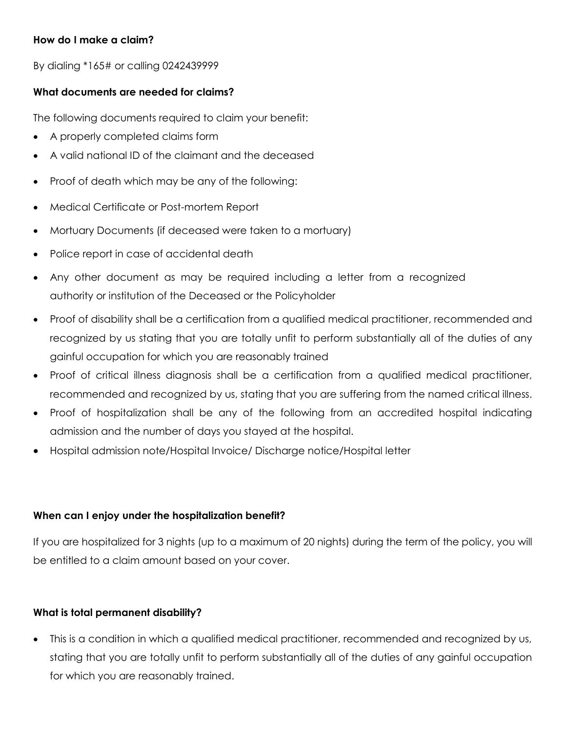**How do I make a claim?**

By dialing *165# or calling 0242439999

**What documents are needed for claims?**

The following documents required to claim your benefit:

- A properly completed claims form
- A valid national ID of the claimant and the deceased
- Proof of death which may be any of the following:
- Medical Certificate or Post-mortem Report
- Mortuary Documents (if deceased were taken to a mortuary)
- Police report in case of accidental death
- Any other document as may be required including a letter from a recognized authority or institution of the Deceased or the Policyholder
- Proof of disability shall be a certification from a qualified medical practitioner, recommended and recognized by us stating that you are totally unfit to perform substantially all of the duties of any gainful occupation for which you are reasonably trained
- Proof of critical illness diagnosis shall be a certification from a qualified medical practitioner, recommended and recognized by us, stating that you are suffering from the named critical illness.
- Proof of hospitalization shall be any of the following from an accredited hospital indicating admission and the number of days you stayed at the hospital.
- Hospital admission note/Hospital Invoice/ Discharge notice/Hospital letter

**When can I enjoy under the hospitalization benefit?**

If you are hospitalized for 3 nights (up to a maximum of 20 nights) during the term of the policy, you will be entitled to a claim amount based on your cover.

**What is total permanent disability?**

- This is a condition in which a qualified medical practitioner, recommended and recognized by us, stating that you are totally unfit to perform substantially all of the duties of any gainful occupation for which you are reasonably trained.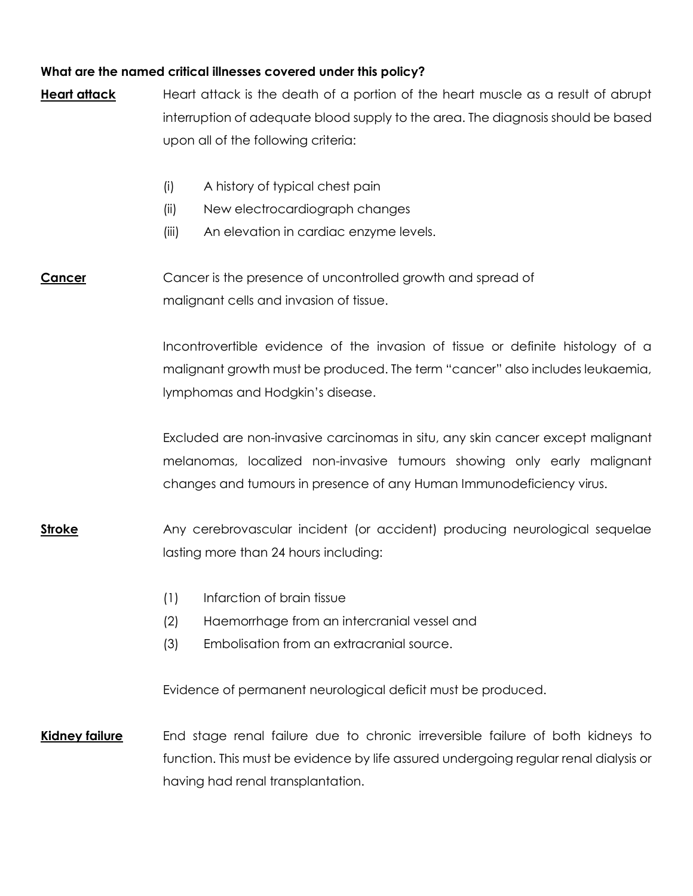**What are the named critical illnesses covered under this policy?**

**Heart attack**

Heart attack is the death of a portion of the heart muscle as a result of abrupt interruption of adequate blood supply to the area. The diagnosis should be based upon all of the following criteria:

(i) A history of typical chest pain
(ii) New electrocardiograph changes
(iii) An elevation in cardiac enzyme levels.

**Cancer**

Cancer is the presence of uncontrolled growth and spread of malignant cells and invasion of tissue.

Incontrovertible evidence of the invasion of tissue or definite histology of a malignant growth must be produced. The term "cancer" also includes leukaemia, lymphomas and Hodgkin's disease.

Excluded are non-invasive carcinomas in situ, any skin cancer except malignant melanomas, localized non-invasive tumours showing only early malignant changes and tumours in presence of any Human Immunodeficiency virus.

**Stroke**

Any cerebrovascular incident (or accident) producing neurological sequelae lasting more than 24 hours including:

(1) Infarction of brain tissue
(2) Haemorrhage from an intercranial vessel and
(3) Embolisation from an extracranial source.

Evidence of permanent neurological deficit must be produced.

**Kidney failure**

End stage renal failure due to chronic irreversible failure of both kidneys to function. This must be evidence by life assured undergoing regular renal dialysis or having had renal transplantation.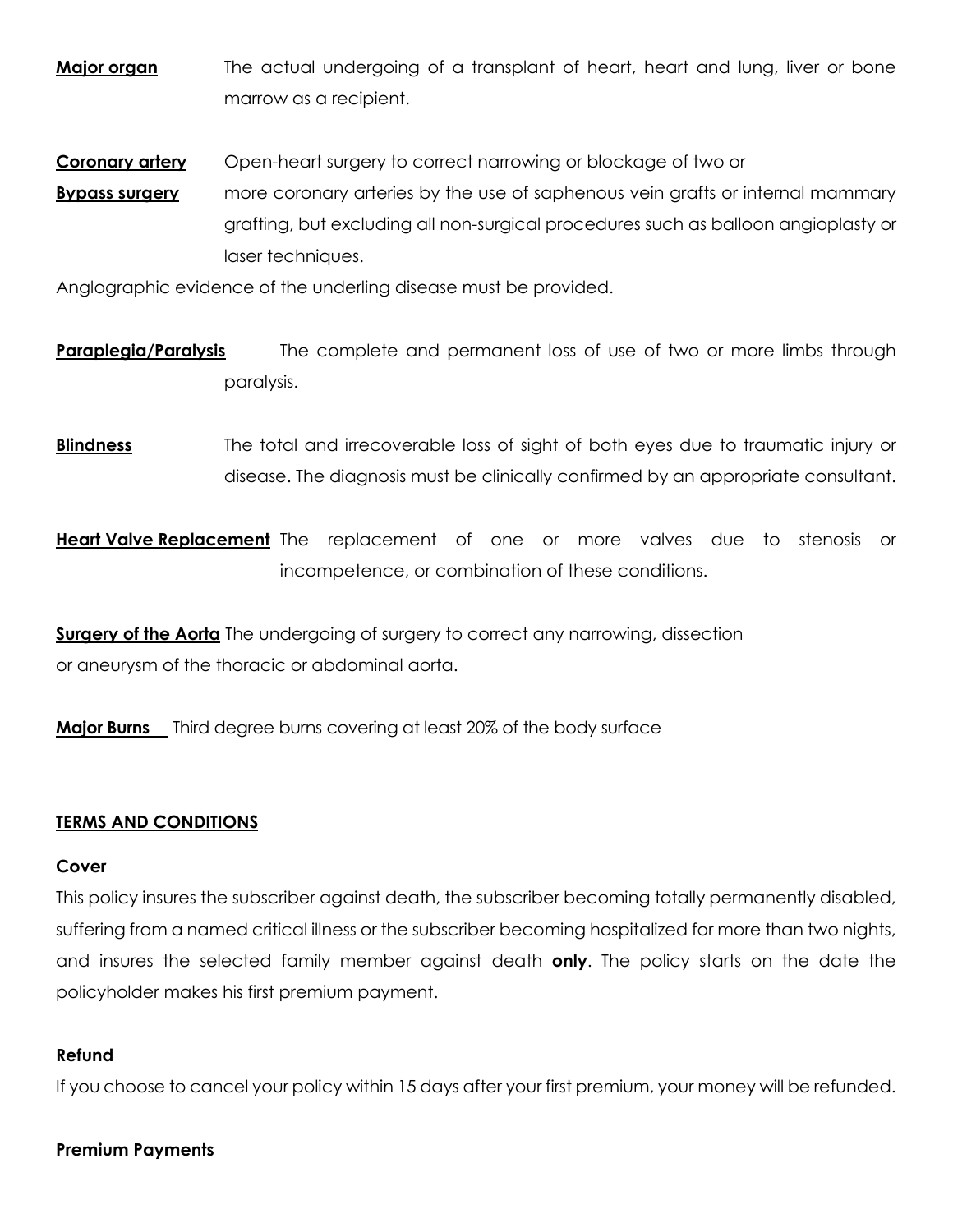**Major organ** The actual undergoing of a transplant of heart, heart and lung, liver or bone marrow as a recipient.

**Coronary artery Bypass surgery** Open-heart surgery to correct narrowing or blockage of two or more coronary arteries by the use of saphenous vein grafts or internal mammary grafting, but excluding all non-surgical procedures such as balloon angioplasty or laser techniques.

Anglographic evidence of the underling disease must be provided.

**Paraplegia/Paralysis** The complete and permanent loss of use of two or more limbs through paralysis.

**Blindness** The total and irrecoverable loss of sight of both eyes due to traumatic injury or disease. The diagnosis must be clinically confirmed by an appropriate consultant.

**Heart Valve Replacement** The replacement of one or more valves due to stenosis or incompetence, or combination of these conditions.

**Surgery of the Aorta** The undergoing of surgery to correct any narrowing, dissection or aneurysm of the thoracic or abdominal aorta.

**Major Burns** Third degree burns covering at least 20% of the body surface

## TERMS AND CONDITIONS

**Cover**

This policy insures the subscriber against death, the subscriber becoming totally permanently disabled, suffering from a named critical illness or the subscriber becoming hospitalized for more than two nights, and insures the selected family member against death **only**. The policy starts on the date the policyholder makes his first premium payment.

**Refund**

If you choose to cancel your policy within 15 days after your first premium, your money will be refunded.

**Premium Payments**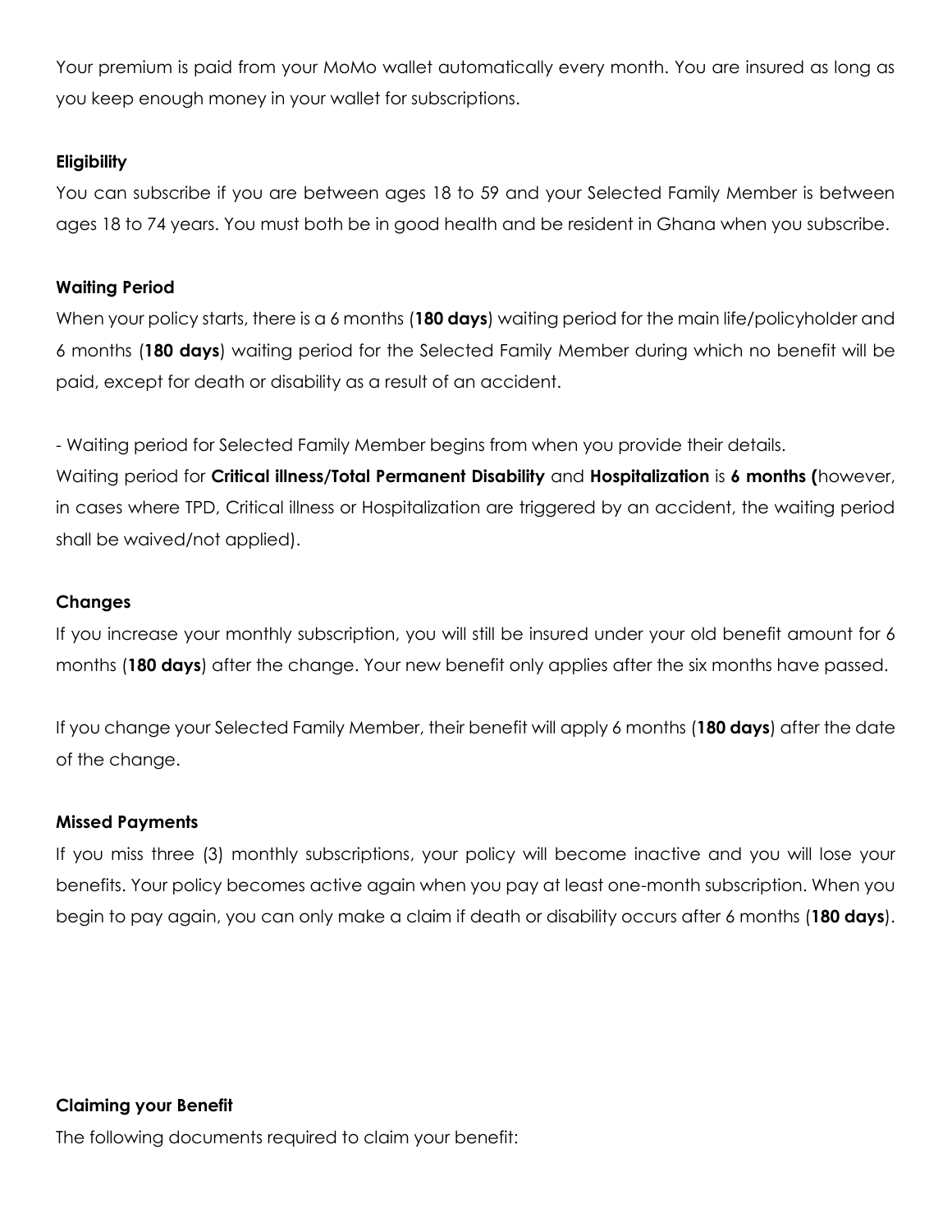Your premium is paid from your MoMo wallet automatically every month. You are insured as long as you keep enough money in your wallet for subscriptions.

**Eligibility**

You can subscribe if you are between ages 18 to 59 and your Selected Family Member is between ages 18 to 74 years. You must both be in good health and be resident in Ghana when you subscribe.

**Waiting Period**

When your policy starts, there is a 6 months (**180 days**) waiting period for the main life/policyholder and 6 months (**180 days**) waiting period for the Selected Family Member during which no benefit will be paid, except for death or disability as a result of an accident.

- Waiting period for Selected Family Member begins from when you provide their details.

Waiting period for **Critical illness/Total Permanent Disability** and **Hospitalization** is **6 months (**however, in cases where TPD, Critical illness or Hospitalization are triggered by an accident, the waiting period shall be waived/not applied).

**Changes**

If you increase your monthly subscription, you will still be insured under your old benefit amount for 6 months (**180 days**) after the change. Your new benefit only applies after the six months have passed.

If you change your Selected Family Member, their benefit will apply 6 months (**180 days**) after the date of the change.

**Missed Payments**

If you miss three (3) monthly subscriptions, your policy will become inactive and you will lose your benefits. Your policy becomes active again when you pay at least one-month subscription. When you begin to pay again, you can only make a claim if death or disability occurs after 6 months (**180 days**).

**Claiming your Benefit**

The following documents required to claim your benefit: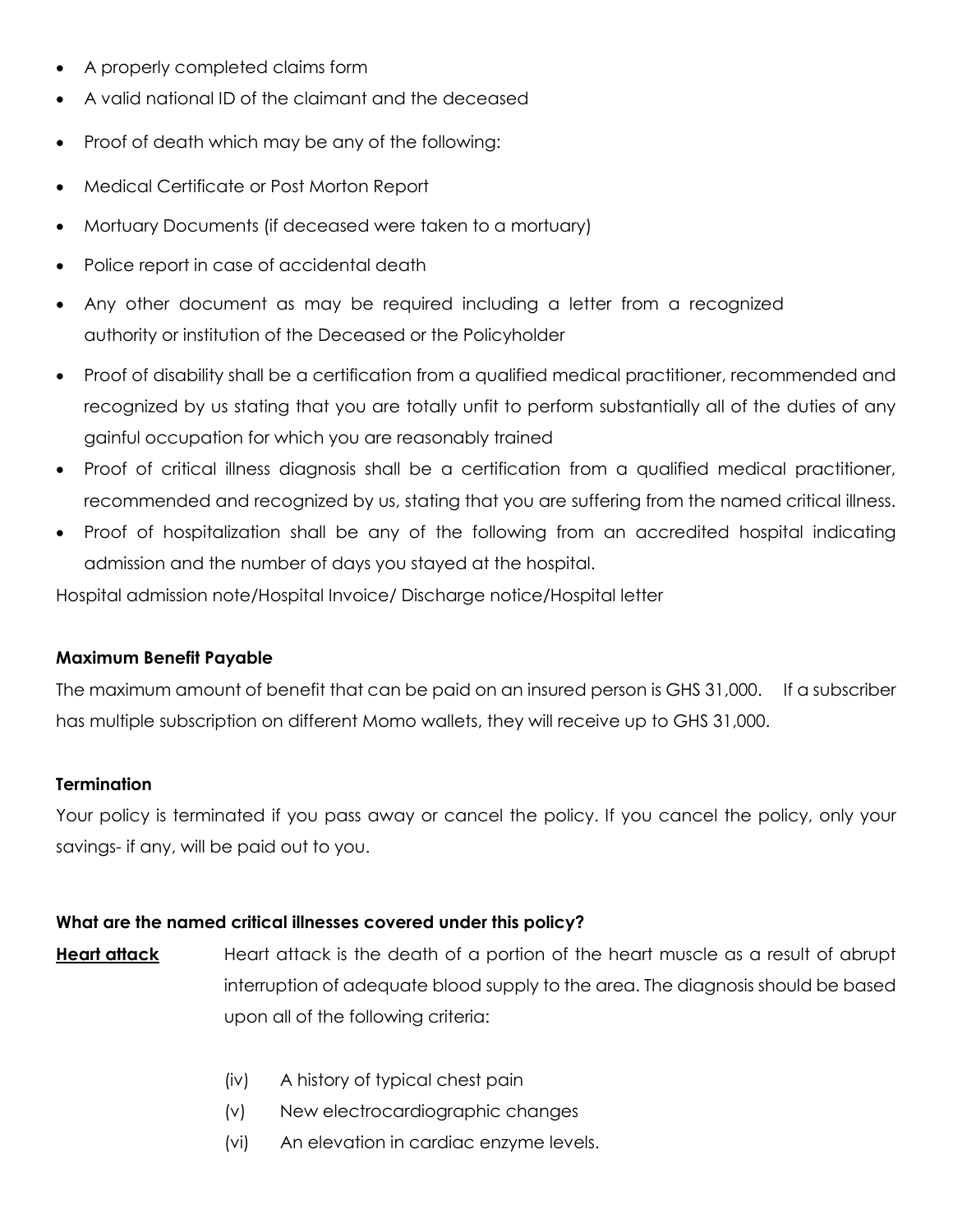- A properly completed claims form
- A valid national ID of the claimant and the deceased
- Proof of death which may be any of the following:
- Medical Certificate or Post Morton Report
- Mortuary Documents (if deceased were taken to a mortuary)
- Police report in case of accidental death
- Any other document as may be required including a letter from a recognized authority or institution of the Deceased or the Policyholder
- Proof of disability shall be a certification from a qualified medical practitioner, recommended and recognized by us stating that you are totally unfit to perform substantially all of the duties of any gainful occupation for which you are reasonably trained
- Proof of critical illness diagnosis shall be a certification from a qualified medical practitioner, recommended and recognized by us, stating that you are suffering from the named critical illness.
- Proof of hospitalization shall be any of the following from an accredited hospital indicating admission and the number of days you stayed at the hospital.

Hospital admission note/Hospital Invoice/ Discharge notice/Hospital letter

**Maximum Benefit Payable**

The maximum amount of benefit that can be paid on an insured person is GHS 31,000. If a subscriber has multiple subscription on different Momo wallets, they will receive up to GHS 31,000.

**Termination**

Your policy is terminated if you pass away or cancel the policy. If you cancel the policy, only your savings- if any, will be paid out to you.

**What are the named critical illnesses covered under this policy?**

**Heart attack** Heart attack is the death of a portion of the heart muscle as a result of abrupt interruption of adequate blood supply to the area. The diagnosis should be based upon all of the following criteria:

(iv) A history of typical chest pain
(v) New electrocardiographic changes
(vi) An elevation in cardiac enzyme levels.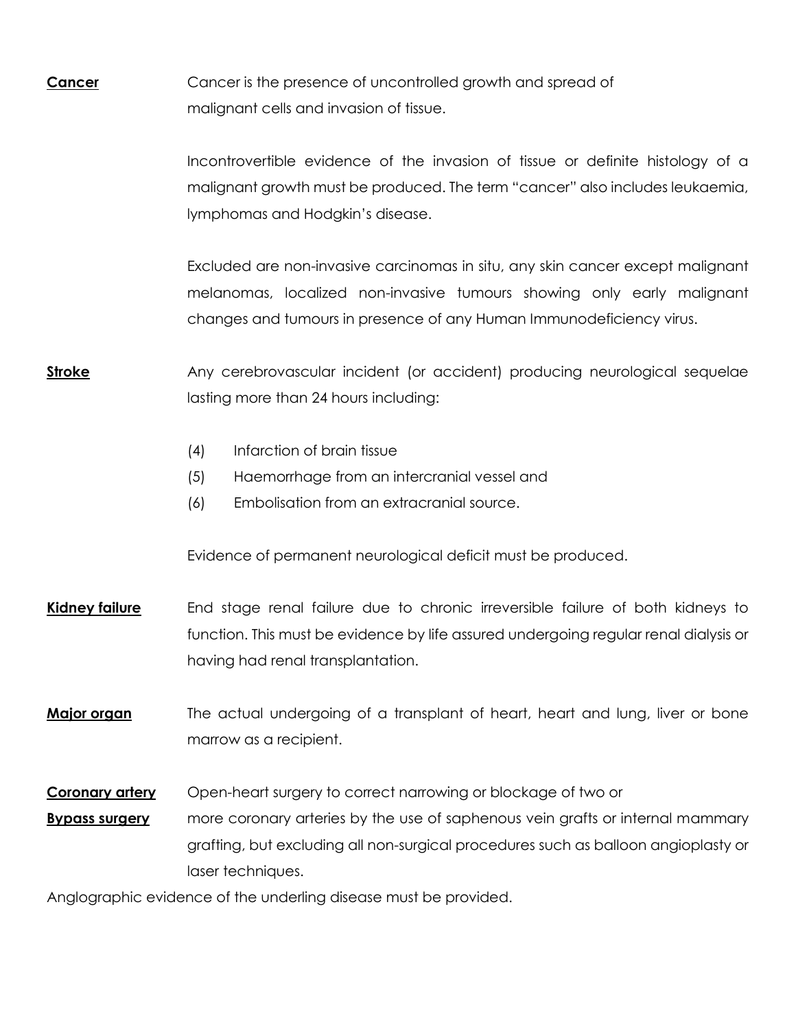**Cancer** Cancer is the presence of uncontrolled growth and spread of malignant cells and invasion of tissue.

Incontrovertible evidence of the invasion of tissue or definite histology of a malignant growth must be produced. The term "cancer" also includes leukaemia, lymphomas and Hodgkin's disease.

Excluded are non-invasive carcinomas in situ, any skin cancer except malignant melanomas, localized non-invasive tumours showing only early malignant changes and tumours in presence of any Human Immunodeficiency virus.

**Stroke** Any cerebrovascular incident (or accident) producing neurological sequelae lasting more than 24 hours including:

(4) Infarction of brain tissue
(5) Haemorrhage from an intercranial vessel and
(6) Embolisation from an extracranial source.

Evidence of permanent neurological deficit must be produced.

**Kidney failure** End stage renal failure due to chronic irreversible failure of both kidneys to function. This must be evidence by life assured undergoing regular renal dialysis or having had renal transplantation.

**Major organ** The actual undergoing of a transplant of heart, heart and lung, liver or bone marrow as a recipient.

**Coronary artery Bypass surgery** Open-heart surgery to correct narrowing or blockage of two or more coronary arteries by the use of saphenous vein grafts or internal mammary grafting, but excluding all non-surgical procedures such as balloon angioplasty or laser techniques.

Anglographic evidence of the underling disease must be provided.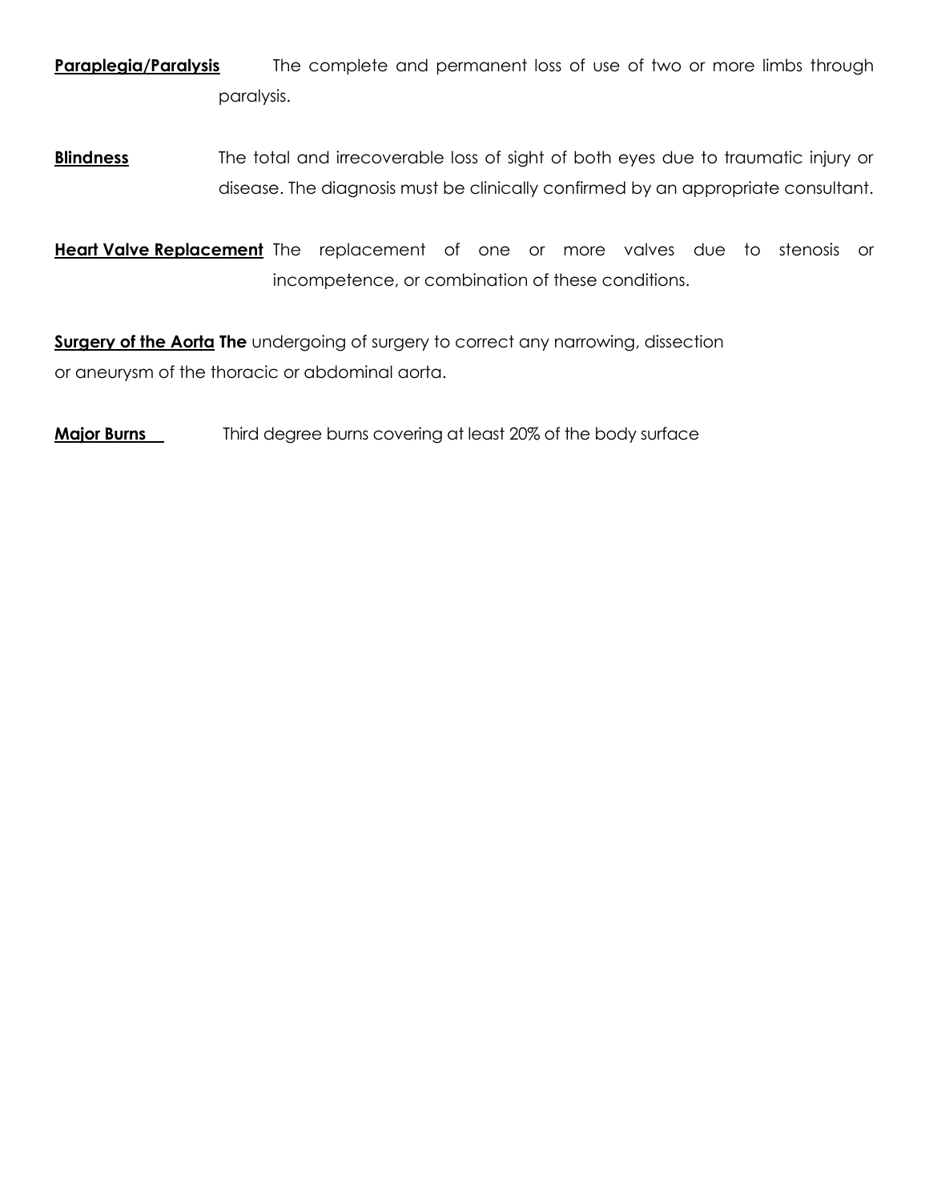**Paraplegia/Paralysis** The complete and permanent loss of use of two or more limbs through paralysis.

**Blindness** The total and irrecoverable loss of sight of both eyes due to traumatic injury or disease. The diagnosis must be clinically confirmed by an appropriate consultant.

**Heart Valve Replacement** The replacement of one or more valves due to stenosis or incompetence, or combination of these conditions.

**Surgery of the Aorta The** undergoing of surgery to correct any narrowing, dissection or aneurysm of the thoracic or abdominal aorta.

**Major Burns** Third degree burns covering at least 20% of the body surface